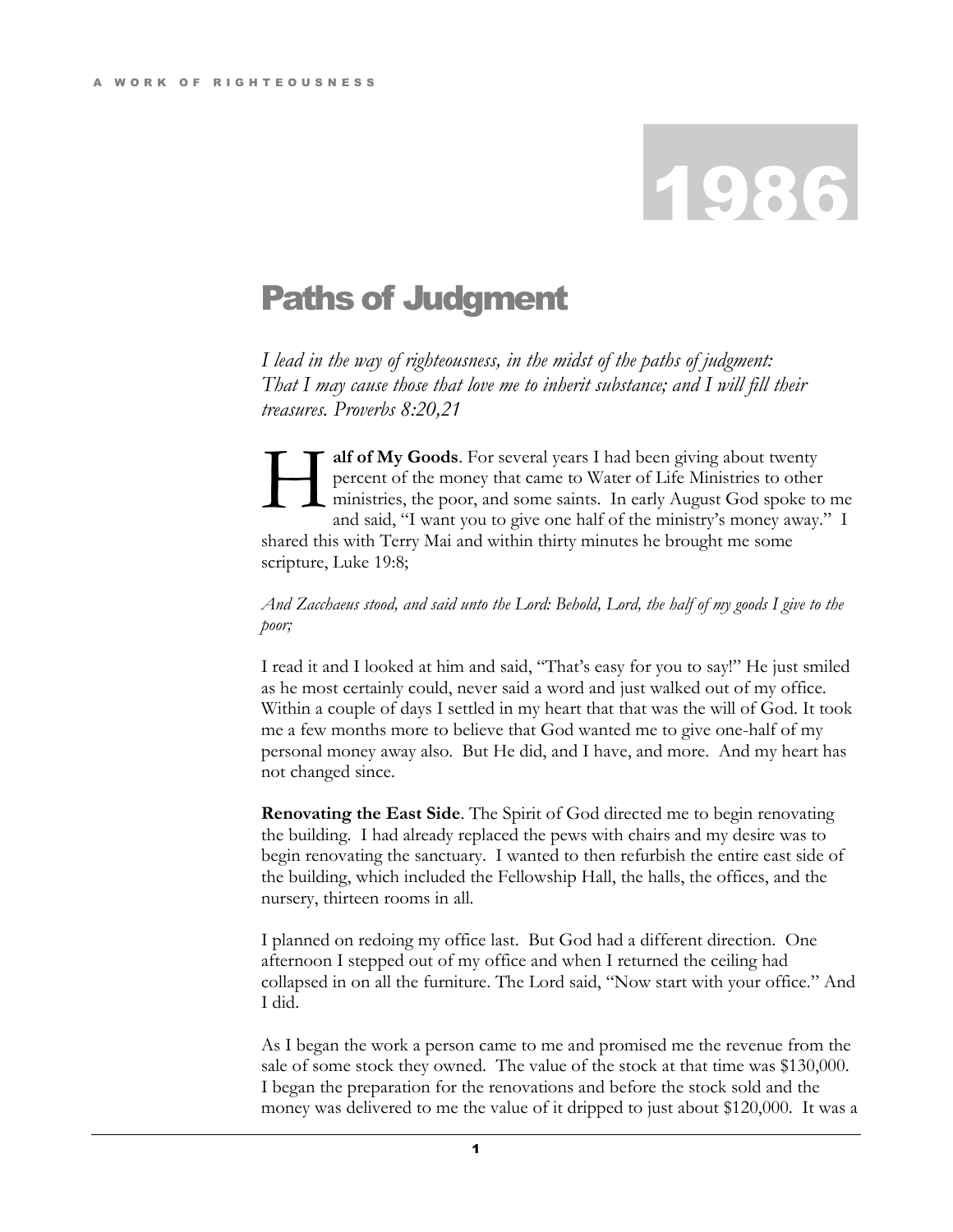# 1986

## Paths of Judgment

*I lead in the way of righteousness, in the midst of the paths of judgment: That I may cause those that love me to inherit substance; and I will fill their treasures. Proverbs 8:20,21*

**Half of My Goods**. For several years I had been giving about twenty percent of the money that came to Water of Life Ministries to other ministries, the poor, and some saints. In early August God spoke to me and said, "I want you to give one half of the ministry's money away." I shared this with Terry Mai and within thirty minutes he brought me some scripture, Luke 19:8;

*And Zacchaeus stood, and said unto the Lord: Behold, Lord, the half of my goods I give to the poor;*

I read it and I looked at him and said, "That's easy for you to say!" He just smiled as he most certainly could, never said a word and just walked out of my office. Within a couple of days I settled in my heart that that was the will of God. It took me a few months more to believe that God wanted me to give one-half of my personal money away also. But He did, and I have, and more. And my heart has not changed since.

**Renovating the East Side**. The Spirit of God directed me to begin renovating the building. I had already replaced the pews with chairs and my desire was to begin renovating the sanctuary. I wanted to then refurbish the entire east side of the building, which included the Fellowship Hall, the halls, the offices, and the nursery, thirteen rooms in all.

I planned on redoing my office last. But God had a different direction. One afternoon I stepped out of my office and when I returned the ceiling had collapsed in on all the furniture. The Lord said, "Now start with your office." And I did.

As I began the work a person came to me and promised me the revenue from the sale of some stock they owned. The value of the stock at that time was $130,000. I began the preparation for the renovations and before the stock sold and the money was delivered to me the value of it dripped to just about $120,000. It was a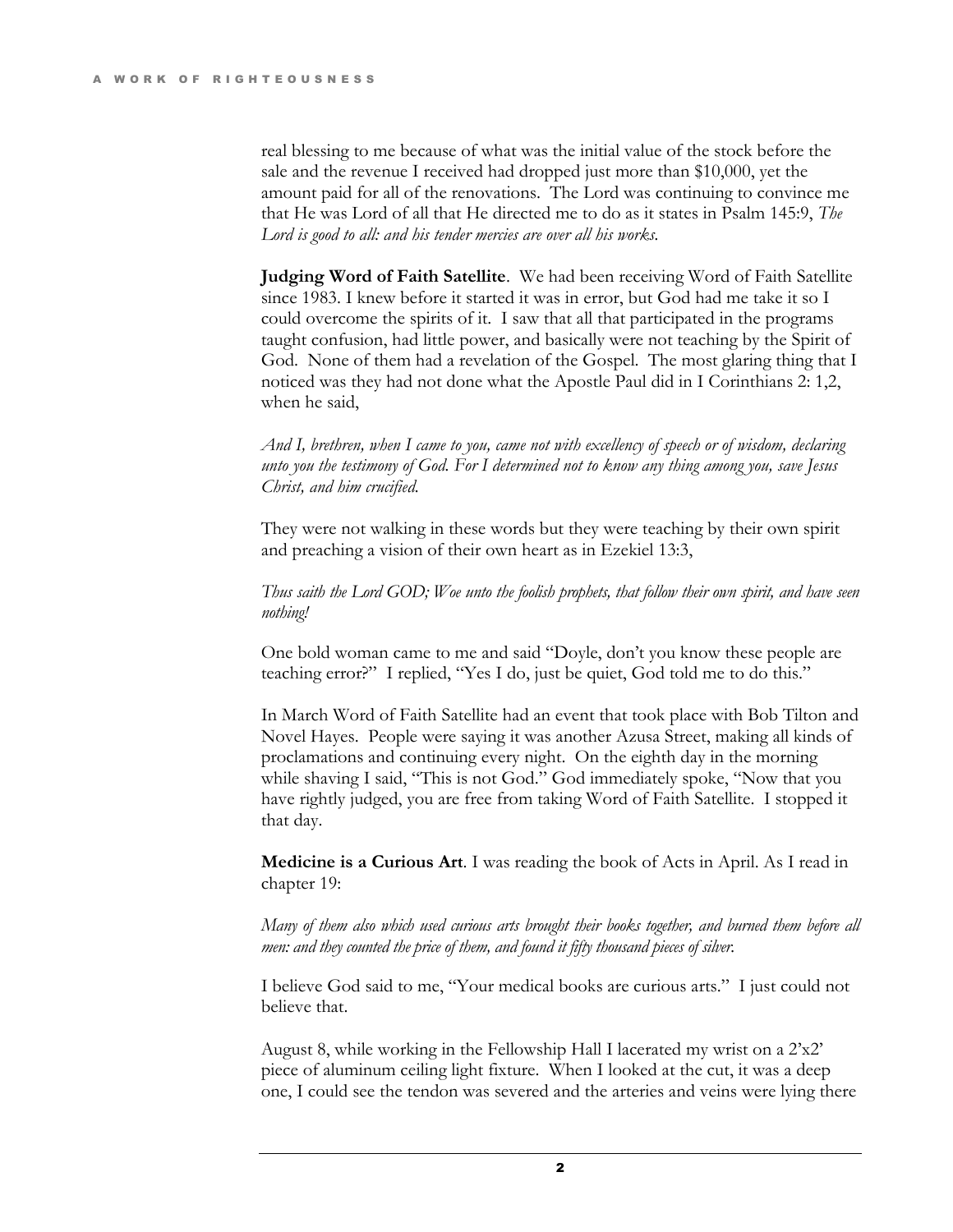real blessing to me because of what was the initial value of the stock before the sale and the revenue I received had dropped just more than $10,000, yet the amount paid for all of the renovations. The Lord was continuing to convince me that He was Lord of all that He directed me to do as it states in Psalm 145:9, *The Lord is good to all: and his tender mercies are over all his works.*

**Judging Word of Faith Satellite**. We had been receiving Word of Faith Satellite since 1983. I knew before it started it was in error, but God had me take it so I could overcome the spirits of it. I saw that all that participated in the programs taught confusion, had little power, and basically were not teaching by the Spirit of God. None of them had a revelation of the Gospel. The most glaring thing that I noticed was they had not done what the Apostle Paul did in I Corinthians 2: 1,2, when he said,

*And I, brethren, when I came to you, came not with excellency of speech or of wisdom, declaring unto you the testimony of God. For I determined not to know any thing among you, save Jesus Christ, and him crucified.*

They were not walking in these words but they were teaching by their own spirit and preaching a vision of their own heart as in Ezekiel 13:3,

*Thus saith the Lord GOD; Woe unto the foolish prophets, that follow their own spirit, and have seen nothing!*

One bold woman came to me and said "Doyle, don't you know these people are teaching error?" I replied, "Yes I do, just be quiet, God told me to do this."

In March Word of Faith Satellite had an event that took place with Bob Tilton and Novel Hayes. People were saying it was another Azusa Street, making all kinds of proclamations and continuing every night. On the eighth day in the morning while shaving I said, "This is not God." God immediately spoke, "Now that you have rightly judged, you are free from taking Word of Faith Satellite. I stopped it that day.

**Medicine is a Curious Art**. I was reading the book of Acts in April. As I read in chapter 19:

*Many of them also which used curious arts brought their books together, and burned them before all men: and they counted the price of them, and found it fifty thousand pieces of silver.*

I believe God said to me, "Your medical books are curious arts." I just could not believe that.

August 8, while working in the Fellowship Hall I lacerated my wrist on a 2'x2' piece of aluminum ceiling light fixture. When I looked at the cut, it was a deep one, I could see the tendon was severed and the arteries and veins were lying there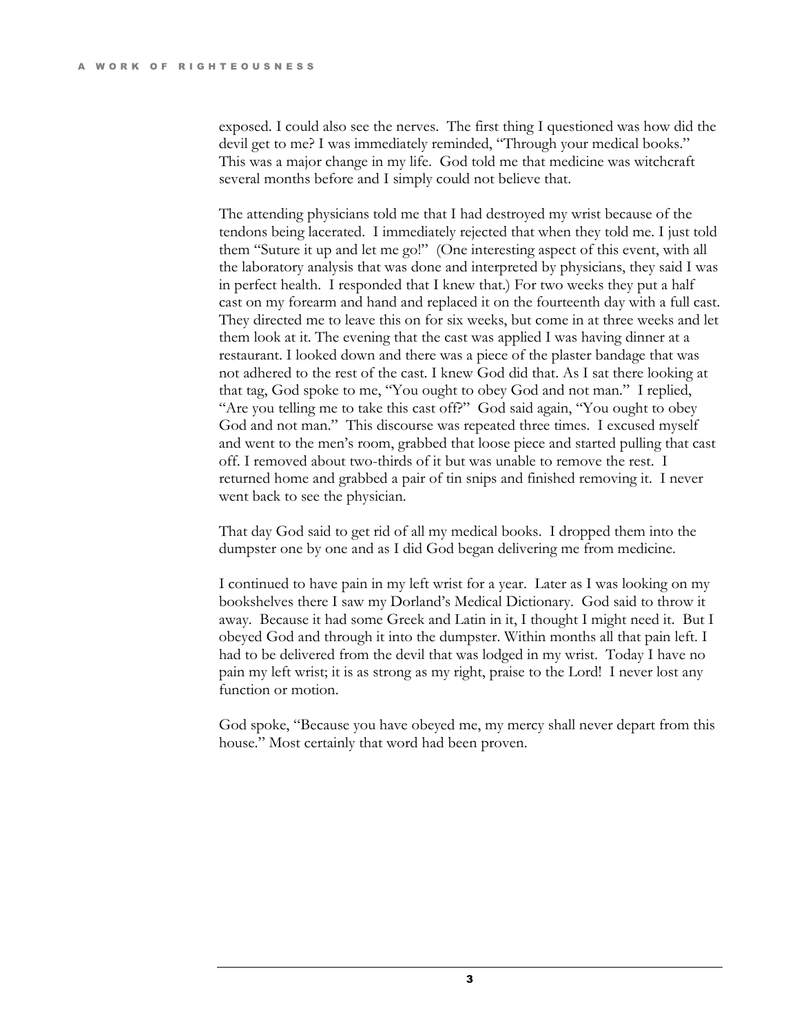exposed. I could also see the nerves. The first thing I questioned was how did the devil get to me? I was immediately reminded, "Through your medical books." This was a major change in my life. God told me that medicine was witchcraft several months before and I simply could not believe that.

The attending physicians told me that I had destroyed my wrist because of the tendons being lacerated. I immediately rejected that when they told me. I just told them "Suture it up and let me go!" (One interesting aspect of this event, with all the laboratory analysis that was done and interpreted by physicians, they said I was in perfect health. I responded that I knew that.) For two weeks they put a half cast on my forearm and hand and replaced it on the fourteenth day with a full cast. They directed me to leave this on for six weeks, but come in at three weeks and let them look at it. The evening that the cast was applied I was having dinner at a restaurant. I looked down and there was a piece of the plaster bandage that was not adhered to the rest of the cast. I knew God did that. As I sat there looking at that tag, God spoke to me, "You ought to obey God and not man." I replied, "Are you telling me to take this cast off?" God said again, "You ought to obey God and not man." This discourse was repeated three times. I excused myself and went to the men's room, grabbed that loose piece and started pulling that cast off. I removed about two-thirds of it but was unable to remove the rest. I returned home and grabbed a pair of tin snips and finished removing it. I never went back to see the physician.

That day God said to get rid of all my medical books. I dropped them into the dumpster one by one and as I did God began delivering me from medicine.

I continued to have pain in my left wrist for a year. Later as I was looking on my bookshelves there I saw my Dorland's Medical Dictionary. God said to throw it away. Because it had some Greek and Latin in it, I thought I might need it. But I obeyed God and through it into the dumpster. Within months all that pain left. I had to be delivered from the devil that was lodged in my wrist. Today I have no pain my left wrist; it is as strong as my right, praise to the Lord! I never lost any function or motion.

God spoke, "Because you have obeyed me, my mercy shall never depart from this house." Most certainly that word had been proven.